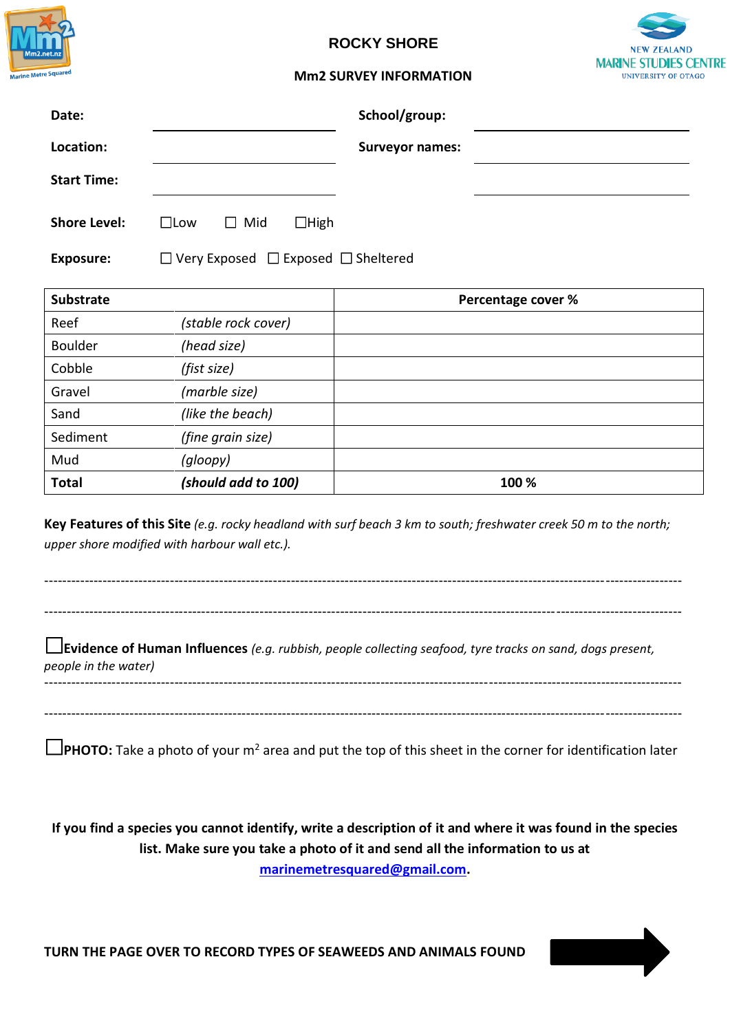# ROCKY SHORE

## Mm2 SURVEY INFORMATION

**Date:** ______________________ **School/group:** ______________________

**Location:** ______________________ **Surveyor names:** ______________________

**Start Time:** ______________________ ______________________

**Shore Level:** ☐Low ☐ Mid ☐High

**Exposure:** ☐ Very Exposed ☐ Exposed ☐ Sheltered

| Substrate | | Percentage cover % |
|---|---|---|
| Reef | *(stable rock cover)* | |
| Boulder | *(head size)* | |
| Cobble | *(fist size)* | |
| Gravel | *(marble size)* | |
| Sand | *(like the beach)* | |
| Sediment | *(fine grain size)* | |
| Mud | *(gloopy)* | |
| **Total** | ***(should add to 100)*** | **100 %** |

**Key Features of this Site** *(e.g. rocky headland with surf beach 3 km to south; freshwater creek 50 m to the north; upper shore modified with harbour wall etc.).*

------------------------------------------------------------------------------------------------------------------------

------------------------------------------------------------------------------------------------------------------------

☐**Evidence of Human Influences** *(e.g. rubbish, people collecting seafood, tyre tracks on sand, dogs present, people in the water)*

------------------------------------------------------------------------------------------------------------------------

------------------------------------------------------------------------------------------------------------------------

☐**PHOTO:** Take a photo of your $m^2$ area and put the top of this sheet in the corner for identification later

**If you find a species you cannot identify, write a description of it and where it was found in the species list. Make sure you take a photo of it and send all the information to us at marinemetresquared@gmail.com.**

**TURN THE PAGE OVER TO RECORD TYPES OF SEAWEEDS AND ANIMALS FOUND**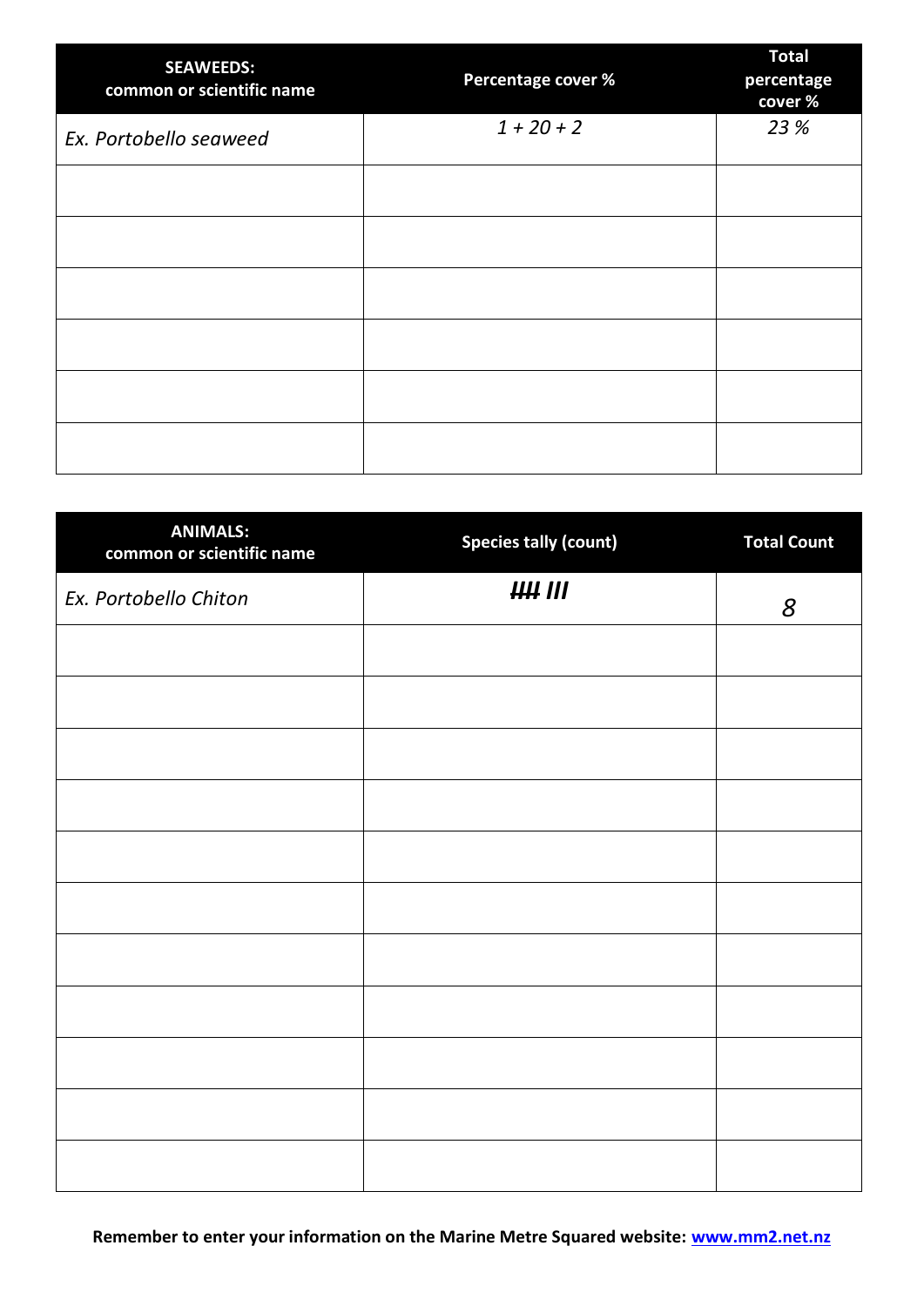| SEAWEEDS: common or scientific name | Percentage cover % | Total percentage cover % |
|---|---|---|
| *Ex. Portobello seaweed* | *1 + 20 + 2* | *23 %* |
| | | |
| | | |
| | | |
| | | |
| | | |
| | | |

| ANIMALS: common or scientific name | Species tally (count) | Total Count |
|---|---|---|
| *Ex. Portobello Chiton* | *~~IIII~~ III* | *8* |
| | | |
| | | |
| | | |
| | | |
| | | |
| | | |
| | | |
| | | |
| | | |
| | | |
| | | |

**Remember to enter your information on the Marine Metre Squared website: [www.mm2.net.nz](http://www.mm2.net.nz)**